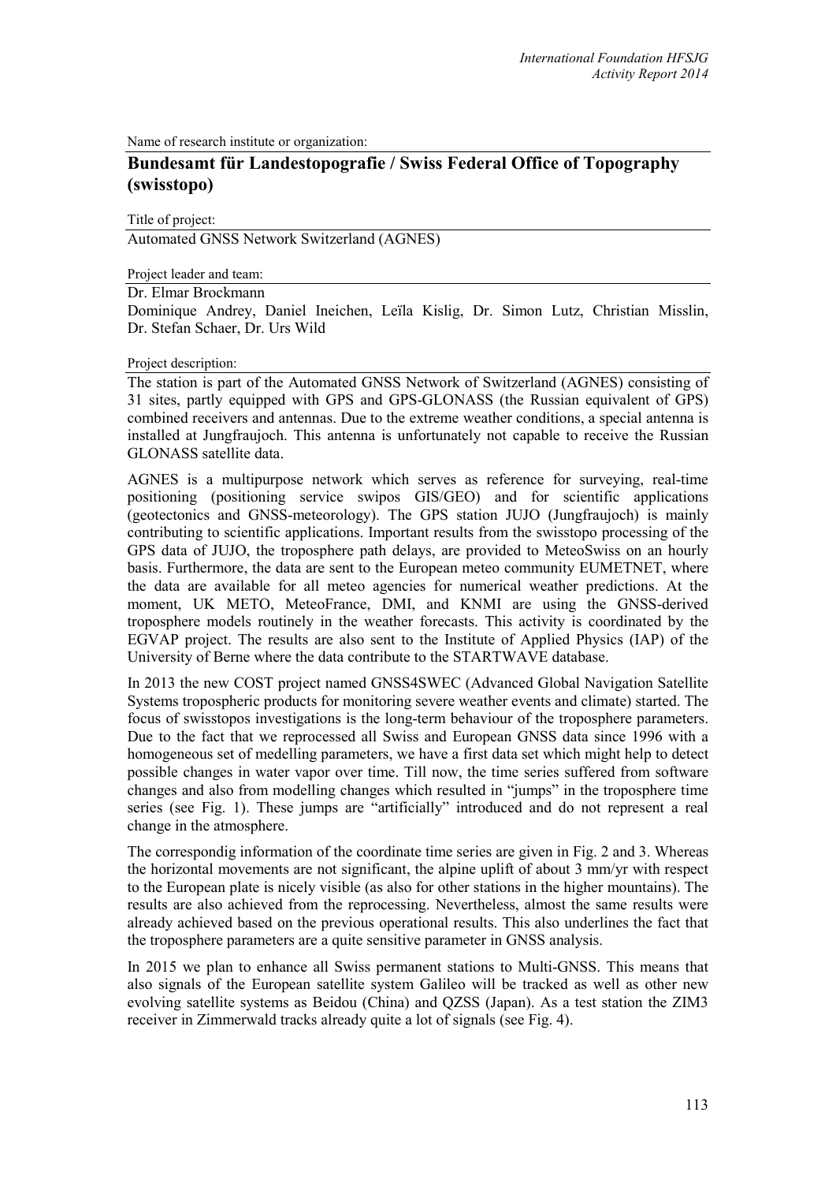Name of research institute or organization:

## Bundesamt für Landestopografie / Swiss Federal Office of Topography (swisstopo)

Title of project:

Automated GNSS Network Switzerland (AGNES)

Project leader and team:

Dr. Elmar Brockmann

Dominique Andrey, Daniel Ineichen, Leïla Kislig, Dr. Simon Lutz, Christian Misslin, Dr. Stefan Schaer, Dr. Urs Wild

Project description:

The station is part of the Automated GNSS Network of Switzerland (AGNES) consisting of 31 sites, partly equipped with GPS and GPS-GLONASS (the Russian equivalent of GPS) combined receivers and antennas. Due to the extreme weather conditions, a special antenna is installed at Jungfraujoch. This antenna is unfortunately not capable to receive the Russian GLONASS satellite data.

AGNES is a multipurpose network which serves as reference for surveying, real-time positioning (positioning service swipos GIS/GEO) and for scientific applications (geotectonics and GNSS-meteorology). The GPS station JUJO (Jungfraujoch) is mainly contributing to scientific applications. Important results from the swisstopo processing of the GPS data of JUJO, the troposphere path delays, are provided to MeteoSwiss on an hourly basis. Furthermore, the data are sent to the European meteo community EUMETNET, where the data are available for all meteo agencies for numerical weather predictions. At the moment, UK METO, MeteoFrance, DMI, and KNMI are using the GNSS-derived troposphere models routinely in the weather forecasts. This activity is coordinated by the EGVAP project. The results are also sent to the Institute of Applied Physics (IAP) of the University of Berne where the data contribute to the STARTWAVE database.

In 2013 the new COST project named GNSS4SWEC (Advanced Global Navigation Satellite Systems tropospheric products for monitoring severe weather events and climate) started. The focus of swisstopos investigations is the long-term behaviour of the troposphere parameters. Due to the fact that we reprocessed all Swiss and European GNSS data since 1996 with a homogeneous set of medelling parameters, we have a first data set which might help to detect possible changes in water vapor over time. Till now, the time series suffered from software changes and also from modelling changes which resulted in "jumps" in the troposphere time series (see Fig. 1). These jumps are "artificially" introduced and do not represent a real change in the atmosphere.

The correspondig information of the coordinate time series are given in Fig. 2 and 3. Whereas the horizontal movements are not significant, the alpine uplift of about 3 mm/yr with respect to the European plate is nicely visible (as also for other stations in the higher mountains). The results are also achieved from the reprocessing. Nevertheless, almost the same results were already achieved based on the previous operational results. This also underlines the fact that the troposphere parameters are a quite sensitive parameter in GNSS analysis.

In 2015 we plan to enhance all Swiss permanent stations to Multi-GNSS. This means that also signals of the European satellite system Galileo will be tracked as well as other new evolving satellite systems as Beidou (China) and QZSS (Japan). As a test station the ZIM3 receiver in Zimmerwald tracks already quite a lot of signals (see Fig. 4).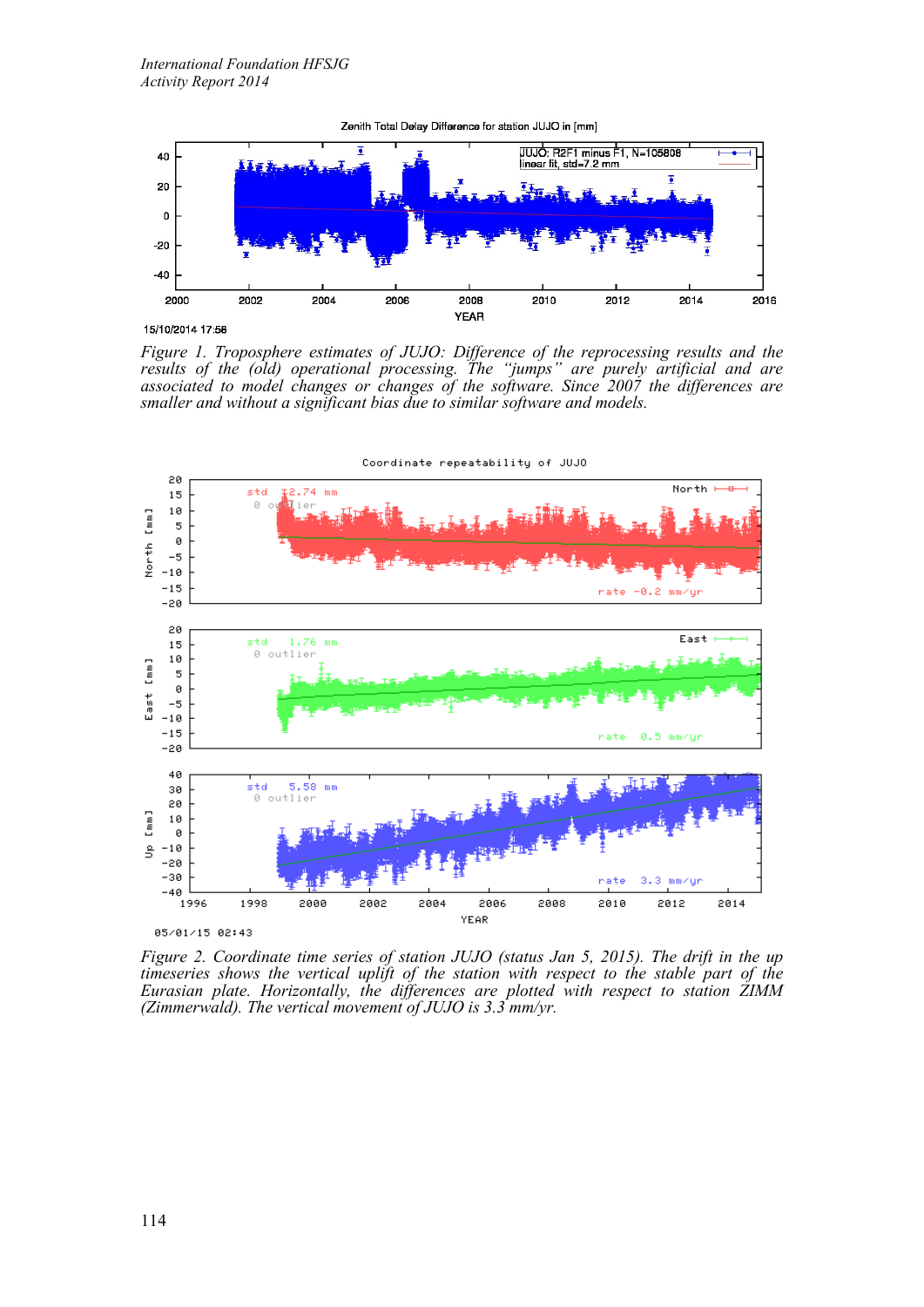*Figure 1. Troposphere estimates of JUJO: Difference of the reprocessing results and the results of the (old) operational processing. The "jumps" are purely artificial and are associated to model changes or changes of the software. Since 2007 the differences are smaller and without a significant bias due to similar software and models.*

*Figure 2. Coordinate time series of station JUJO (status Jan 5, 2015). The drift in the up timeseries shows the vertical uplift of the station with respect to the stable part of the Eurasian plate. Horizontally, the differences are plotted with respect to station ZIMM (Zimmerwald). The vertical movement of JUJO is 3.3 mm/yr.*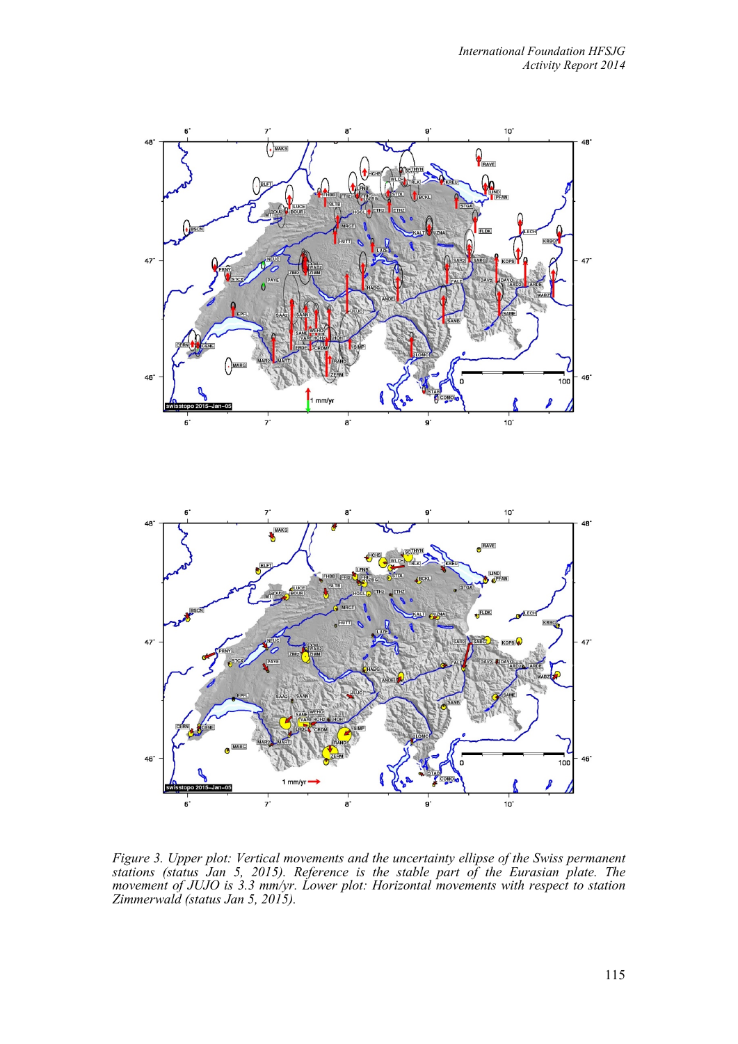*Figure 3. Upper plot: Vertical movements and the uncertainty ellipse of the Swiss permanent stations (status Jan 5, 2015). Reference is the stable part of the Eurasian plate. The movement of JUJO is 3.3 mm/yr. Lower plot: Horizontal movements with respect to station Zimmerwald (status Jan 5, 2015).*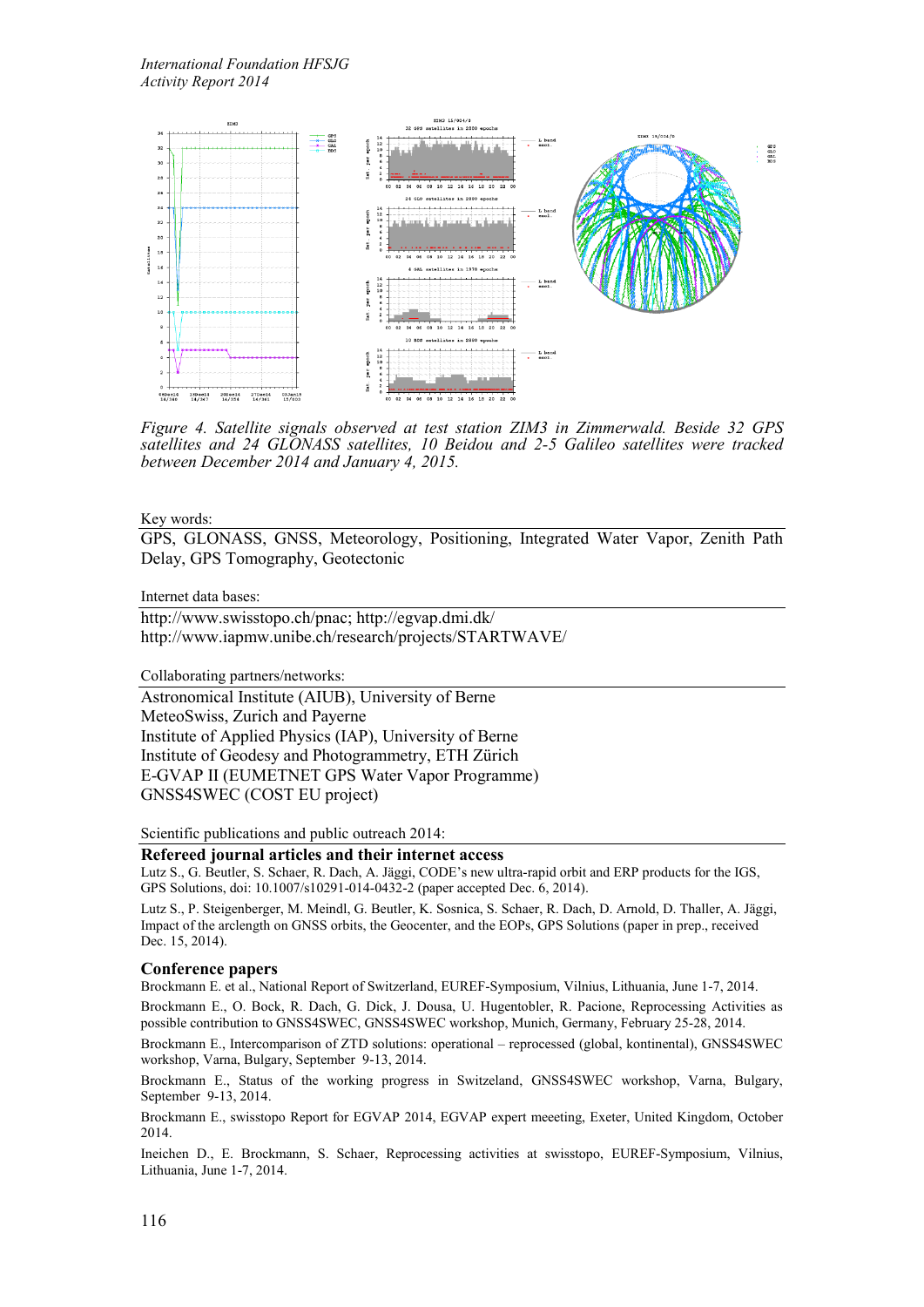*Figure 4. Satellite signals observed at test station ZIM3 in Zimmerwald. Beside 32 GPS satellites and 24 GLONASS satellites, 10 Beidou and 2-5 Galileo satellites were tracked between December 2014 and January 4, 2015.*

Key words:

GPS, GLONASS, GNSS, Meteorology, Positioning, Integrated Water Vapor, Zenith Path Delay, GPS Tomography, Geotectonic

Internet data bases:

http://www.swisstopo.ch/pnac; http://egvap.dmi.dk/
http://www.iapmw.unibe.ch/research/projects/STARTWAVE/

Collaborating partners/networks:

Astronomical Institute (AIUB), University of Berne
MeteoSwiss, Zurich and Payerne
Institute of Applied Physics (IAP), University of Berne
Institute of Geodesy and Photogrammetry, ETH Zürich
E-GVAP II (EUMETNET GPS Water Vapor Programme)
GNSS4SWEC (COST EU project)

Scientific publications and public outreach 2014:

**Refereed journal articles and their internet access**

Lutz S., G. Beutler, S. Schaer, R. Dach, A. Jäggi, CODE's new ultra-rapid orbit and ERP products for the IGS, GPS Solutions, doi: 10.1007/s10291-014-0432-2 (paper accepted Dec. 6, 2014).

Lutz S., P. Steigenberger, M. Meindl, G. Beutler, K. Sosnica, S. Schaer, R. Dach, D. Arnold, D. Thaller, A. Jäggi, Impact of the arclength on GNSS orbits, the Geocenter, and the EOPs, GPS Solutions (paper in prep., received Dec. 15, 2014).

**Conference papers**

Brockmann E. et al., National Report of Switzerland, EUREF-Symposium, Vilnius, Lithuania, June 1-7, 2014.

Brockmann E., O. Bock, R. Dach, G. Dick, J. Dousa, U. Hugentobler, R. Pacione, Reprocessing Activities as possible contribution to GNSS4SWEC, GNSS4SWEC workshop, Munich, Germany, February 25-28, 2014.

Brockmann E., Intercomparison of ZTD solutions: operational – reprocessed (global, kontinental), GNSS4SWEC workshop, Varna, Bulgary, September 9-13, 2014.

Brockmann E., Status of the working progress in Switzeland, GNSS4SWEC workshop, Varna, Bulgary, September 9-13, 2014.

Brockmann E., swisstopo Report for EGVAP 2014, EGVAP expert meeeting, Exeter, United Kingdom, October 2014.

Ineichen D., E. Brockmann, S. Schaer, Reprocessing activities at swisstopo, EUREF-Symposium, Vilnius, Lithuania, June 1-7, 2014.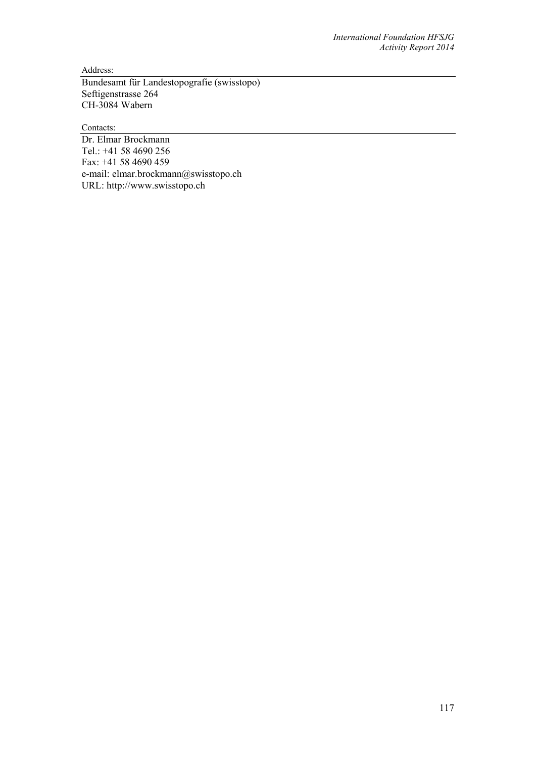Address:

Bundesamt für Landestopografie (swisstopo)
Seftigenstrasse 264
CH-3084 Wabern

Contacts:

Dr. Elmar Brockmann
Tel.: +41 58 4690 256
Fax: +41 58 4690 459
e-mail: elmar.brockmann@swisstopo.ch
URL: http://www.swisstopo.ch